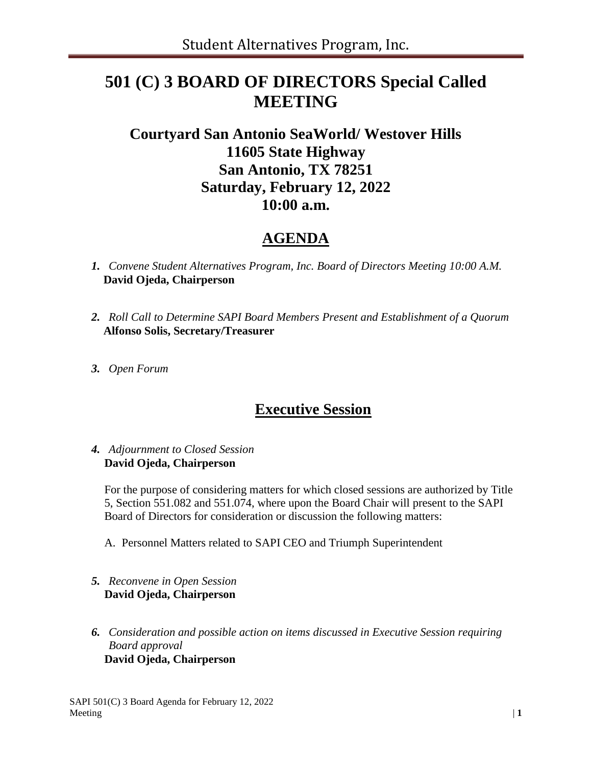# 501 (C) 3 BOARD OF DIRECTORS Special Called MEETING

## Courtyard San Antonio SeaWorld/ Westover Hills
## 11605 State Highway
## San Antonio, TX 78251
## Saturday, February 12, 2022
## 10:00 a.m.

## AGENDA

1. *Convene Student Alternatives Program, Inc. Board of Directors Meeting 10:00 A.M.*
   **David Ojeda, Chairperson**

2. *Roll Call to Determine SAPI Board Members Present and Establishment of a Quorum*
   **Alfonso Solis, Secretary/Treasurer**

3. *Open Forum*

## Executive Session

4. *Adjournment to Closed Session*
   **David Ojeda, Chairperson**

   For the purpose of considering matters for which closed sessions are authorized by Title 5, Section 551.082 and 551.074, where upon the Board Chair will present to the SAPI Board of Directors for consideration or discussion the following matters:

   A. Personnel Matters related to SAPI CEO and Triumph Superintendent

5. *Reconvene in Open Session*
   **David Ojeda, Chairperson**

6. *Consideration and possible action on items discussed in Executive Session requiring Board approval*
   **David Ojeda, Chairperson**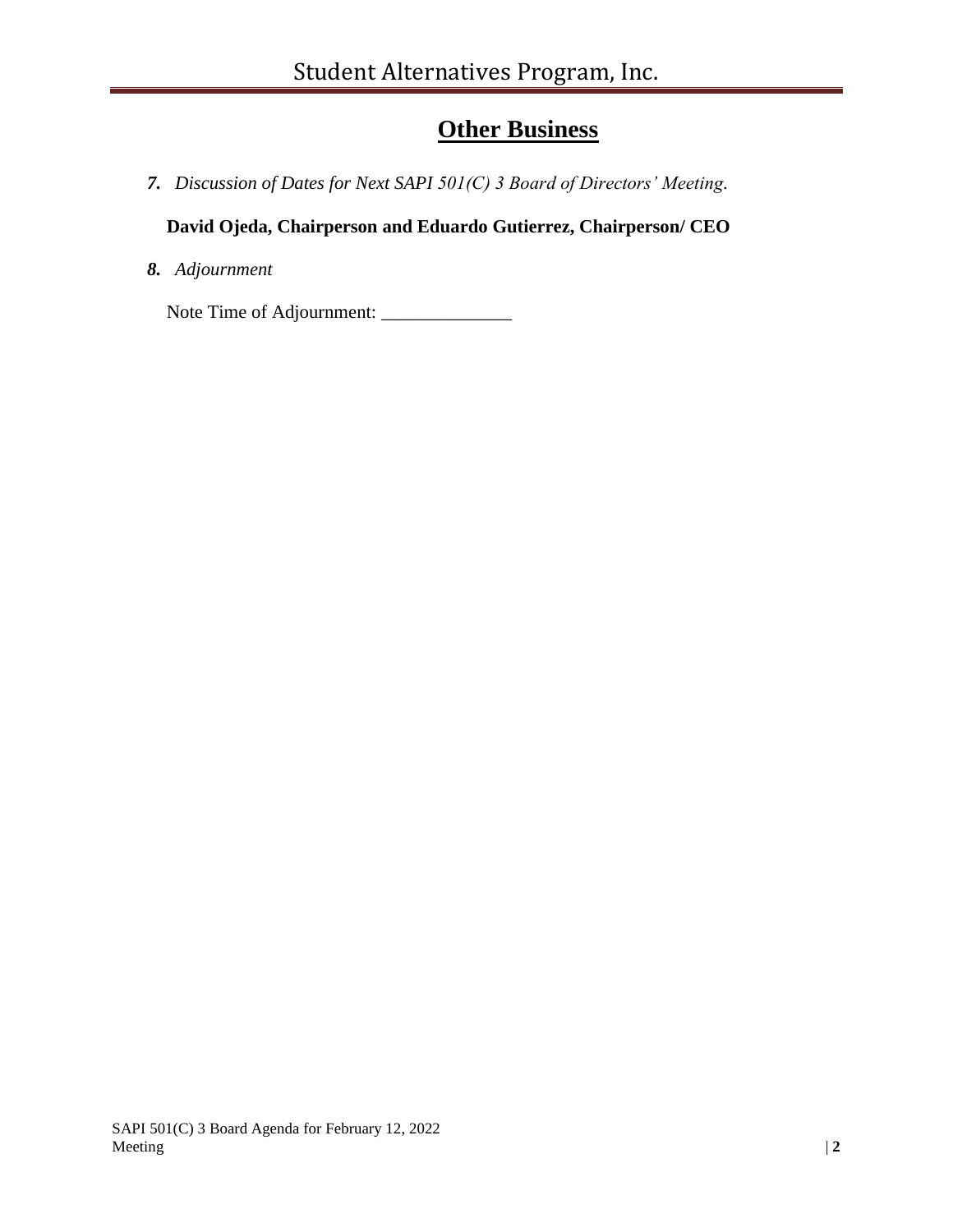## Other Business

***7.*** *Discussion of Dates for Next SAPI 501(C) 3 Board of Directors' Meeting.*

**David Ojeda, Chairperson and Eduardo Gutierrez, Chairperson/ CEO**

***8.*** *Adjournment*

Note Time of Adjournment: ______________